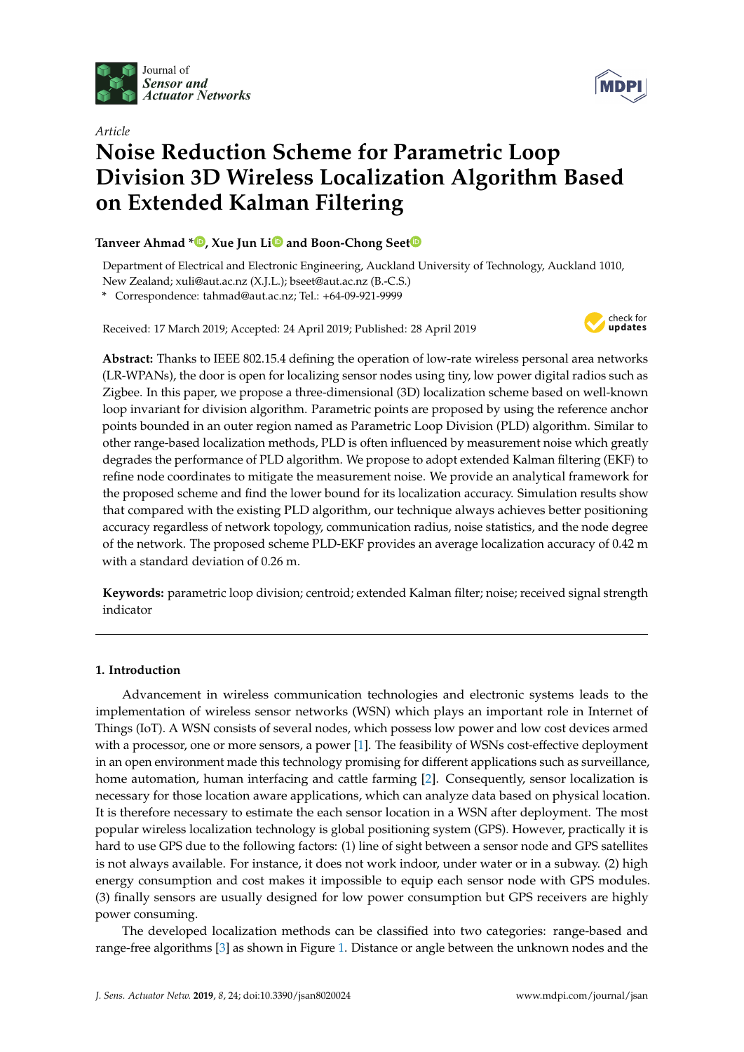Article

# Noise Reduction Scheme for Parametric Loop Division 3D Wireless Localization Algorithm Based on Extended Kalman Filtering

**Tanveer Ahmad \*, Xue Jun Li and Boon-Chong Seet**

Department of Electrical and Electronic Engineering, Auckland University of Technology, Auckland 1010, New Zealand; xuli@aut.ac.nz (X.J.L.); bseet@aut.ac.nz (B.-C.S.)

\* Correspondence: tahmad@aut.ac.nz; Tel.: +64-09-921-9999

Received: 17 March 2019; Accepted: 24 April 2019; Published: 28 April 2019

**Abstract:** Thanks to IEEE 802.15.4 defining the operation of low-rate wireless personal area networks (LR-WPANs), the door is open for localizing sensor nodes using tiny, low power digital radios such as Zigbee. In this paper, we propose a three-dimensional (3D) localization scheme based on well-known loop invariant for division algorithm. Parametric points are proposed by using the reference anchor points bounded in an outer region named as Parametric Loop Division (PLD) algorithm. Similar to other range-based localization methods, PLD is often influenced by measurement noise which greatly degrades the performance of PLD algorithm. We propose to adopt extended Kalman filtering (EKF) to refine node coordinates to mitigate the measurement noise. We provide an analytical framework for the proposed scheme and find the lower bound for its localization accuracy. Simulation results show that compared with the existing PLD algorithm, our technique always achieves better positioning accuracy regardless of network topology, communication radius, noise statistics, and the node degree of the network. The proposed scheme PLD-EKF provides an average localization accuracy of 0.42 m with a standard deviation of 0.26 m.

**Keywords:** parametric loop division; centroid; extended Kalman filter; noise; received signal strength indicator

## 1. Introduction

Advancement in wireless communication technologies and electronic systems leads to the implementation of wireless sensor networks (WSN) which plays an important role in Internet of Things (IoT). A WSN consists of several nodes, which possess low power and low cost devices armed with a processor, one or more sensors, a power [1]. The feasibility of WSNs cost-effective deployment in an open environment made this technology promising for different applications such as surveillance, home automation, human interfacing and cattle farming [2]. Consequently, sensor localization is necessary for those location aware applications, which can analyze data based on physical location. It is therefore necessary to estimate the each sensor location in a WSN after deployment. The most popular wireless localization technology is global positioning system (GPS). However, practically it is hard to use GPS due to the following factors: (1) line of sight between a sensor node and GPS satellites is not always available. For instance, it does not work indoor, under water or in a subway. (2) high energy consumption and cost makes it impossible to equip each sensor node with GPS modules. (3) finally sensors are usually designed for low power consumption but GPS receivers are highly power consuming.

The developed localization methods can be classified into two categories: range-based and range-free algorithms [3] as shown in Figure 1. Distance or angle between the unknown nodes and the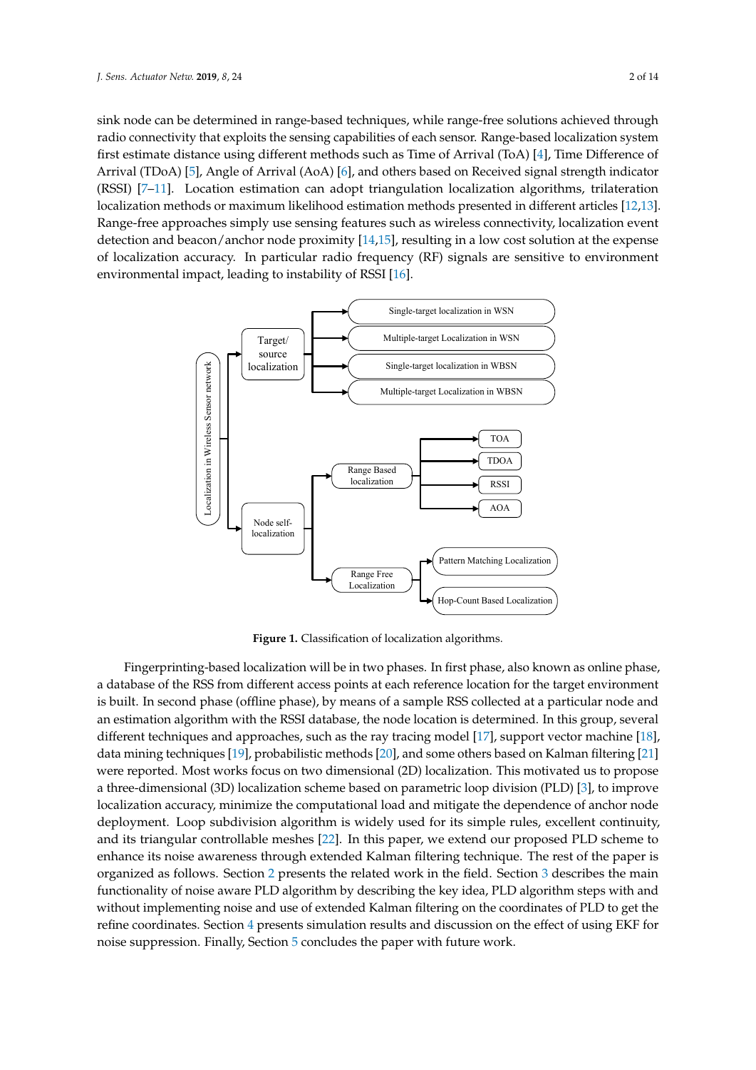sink node can be determined in range-based techniques, while range-free solutions achieved through radio connectivity that exploits the sensing capabilities of each sensor. Range-based localization system first estimate distance using different methods such as Time of Arrival (ToA) [4], Time Difference of Arrival (TDoA) [5], Angle of Arrival (AoA) [6], and others based on Received signal strength indicator (RSSI) [7–11]. Location estimation can adopt triangulation localization algorithms, trilateration localization methods or maximum likelihood estimation methods presented in different articles [12,13]. Range-free approaches simply use sensing features such as wireless connectivity, localization event detection and beacon/anchor node proximity [14,15], resulting in a low cost solution at the expense of localization accuracy. In particular radio frequency (RF) signals are sensitive to environment environmental impact, leading to instability of RSSI [16].

**Figure 1.** Classification of localization algorithms.

Fingerprinting-based localization will be in two phases. In first phase, also known as online phase, a database of the RSS from different access points at each reference location for the target environment is built. In second phase (offline phase), by means of a sample RSS collected at a particular node and an estimation algorithm with the RSSI database, the node location is determined. In this group, several different techniques and approaches, such as the ray tracing model [17], support vector machine [18], data mining techniques [19], probabilistic methods [20], and some others based on Kalman filtering [21] were reported. Most works focus on two dimensional (2D) localization. This motivated us to propose a three-dimensional (3D) localization scheme based on parametric loop division (PLD) [3], to improve localization accuracy, minimize the computational load and mitigate the dependence of anchor node deployment. Loop subdivision algorithm is widely used for its simple rules, excellent continuity, and its triangular controllable meshes [22]. In this paper, we extend our proposed PLD scheme to enhance its noise awareness through extended Kalman filtering technique. The rest of the paper is organized as follows. Section 2 presents the related work in the field. Section 3 describes the main functionality of noise aware PLD algorithm by describing the key idea, PLD algorithm steps with and without implementing noise and use of extended Kalman filtering on the coordinates of PLD to get the refine coordinates. Section 4 presents simulation results and discussion on the effect of using EKF for noise suppression. Finally, Section 5 concludes the paper with future work.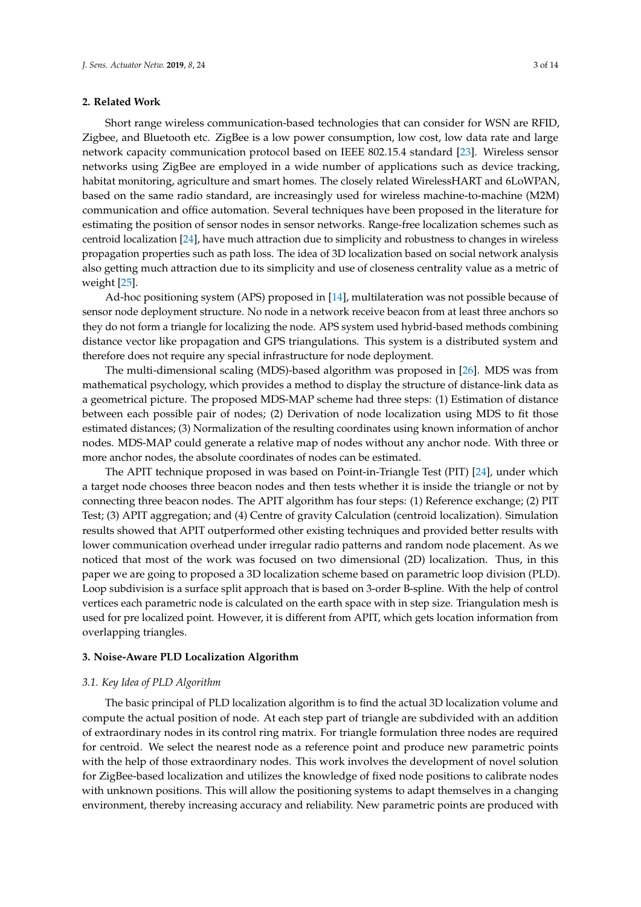## 2. Related Work

Short range wireless communication-based technologies that can consider for WSN are RFID, Zigbee, and Bluetooth etc. ZigBee is a low power consumption, low cost, low data rate and large network capacity communication protocol based on IEEE 802.15.4 standard [23]. Wireless sensor networks using ZigBee are employed in a wide number of applications such as device tracking, habitat monitoring, agriculture and smart homes. The closely related WirelessHART and 6LoWPAN, based on the same radio standard, are increasingly used for wireless machine-to-machine (M2M) communication and office automation. Several techniques have been proposed in the literature for estimating the position of sensor nodes in sensor networks. Range-free localization schemes such as centroid localization [24], have much attraction due to simplicity and robustness to changes in wireless propagation properties such as path loss. The idea of 3D localization based on social network analysis also getting much attraction due to its simplicity and use of closeness centrality value as a metric of weight [25].

Ad-hoc positioning system (APS) proposed in [14], multilateration was not possible because of sensor node deployment structure. No node in a network receive beacon from at least three anchors so they do not form a triangle for localizing the node. APS system used hybrid-based methods combining distance vector like propagation and GPS triangulations. This system is a distributed system and therefore does not require any special infrastructure for node deployment.

The multi-dimensional scaling (MDS)-based algorithm was proposed in [26]. MDS was from mathematical psychology, which provides a method to display the structure of distance-link data as a geometrical picture. The proposed MDS-MAP scheme had three steps: (1) Estimation of distance between each possible pair of nodes; (2) Derivation of node localization using MDS to fit those estimated distances; (3) Normalization of the resulting coordinates using known information of anchor nodes. MDS-MAP could generate a relative map of nodes without any anchor node. With three or more anchor nodes, the absolute coordinates of nodes can be estimated.

The APIT technique proposed in was based on Point-in-Triangle Test (PIT) [24], under which a target node chooses three beacon nodes and then tests whether it is inside the triangle or not by connecting three beacon nodes. The APIT algorithm has four steps: (1) Reference exchange; (2) PIT Test; (3) APIT aggregation; and (4) Centre of gravity Calculation (centroid localization). Simulation results showed that APIT outperformed other existing techniques and provided better results with lower communication overhead under irregular radio patterns and random node placement. As we noticed that most of the work was focused on two dimensional (2D) localization. Thus, in this paper we are going to proposed a 3D localization scheme based on parametric loop division (PLD). Loop subdivision is a surface split approach that is based on 3-order B-spline. With the help of control vertices each parametric node is calculated on the earth space with in step size. Triangulation mesh is used for pre localized point. However, it is different from APIT, which gets location information from overlapping triangles.

## 3. Noise-Aware PLD Localization Algorithm

### *3.1. Key Idea of PLD Algorithm*

The basic principal of PLD localization algorithm is to find the actual 3D localization volume and compute the actual position of node. At each step part of triangle are subdivided with an addition of extraordinary nodes in its control ring matrix. For triangle formulation three nodes are required for centroid. We select the nearest node as a reference point and produce new parametric points with the help of those extraordinary nodes. This work involves the development of novel solution for ZigBee-based localization and utilizes the knowledge of fixed node positions to calibrate nodes with unknown positions. This will allow the positioning systems to adapt themselves in a changing environment, thereby increasing accuracy and reliability. New parametric points are produced with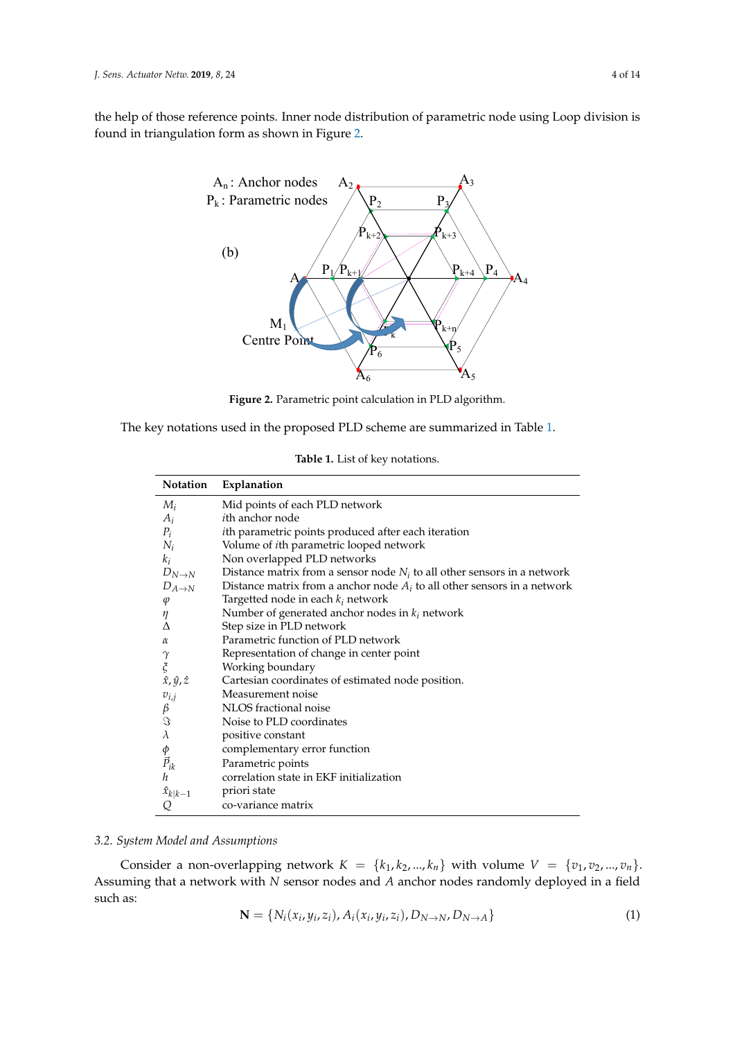the help of those reference points. Inner node distribution of parametric node using Loop division is found in triangulation form as shown in Figure 2.

Figure 2. Parametric point calculation in PLD algorithm.

The key notations used in the proposed PLD scheme are summarized in Table 1.

**Table 1.** List of key notations.

| Notation | Explanation |
|---|---|
| $M_i$ | Mid points of each PLD network |
| $A_i$ | $i$th anchor node |
| $P_i$ | $i$th parametric points produced after each iteration |
| $N_i$ | Volume of $i$th parametric looped network |
| $k_i$ | Non overlapped PLD networks |
| $D_{N\rightarrow N}$ | Distance matrix from a sensor node $N_i$ to all other sensors in a network |
| $D_{A\rightarrow N}$ | Distance matrix from a anchor node $A_i$ to all other sensors in a network |
| $\varphi$ | Targetted node in each $k_i$ network |
| $\eta$ | Number of generated anchor nodes in $k_i$ network |
| $\Delta$ | Step size in PLD network |
| $\alpha$ | Parametric function of PLD network |
| $\gamma$ | Representation of change in center point |
| $\xi$ | Working boundary |
| $\hat{x}, \hat{y}, \hat{z}$ | Cartesian coordinates of estimated node position. |
| $v_{i,j}$ | Measurement noise |
| $\beta$ | NLOS fractional noise |
| $\Im$ | Noise to PLD coordinates |
| $\lambda$ | positive constant |
| $\phi$ | complementary error function |
| $\vec{P}_{ik}$ | Parametric points |
| $h$ | correlation state in EKF initialization |
| $\hat{x}_{k\mid k-1}$ | priori state |
| $Q$ | co-variance matrix |

### *3.2. System Model and Assumptions*

Consider a non-overlapping network $K = \{k_1, k_2, ..., k_n\}$ with volume $V = \{v_1, v_2, ..., v_n\}$. Assuming that a network with $N$ sensor nodes and $A$ anchor nodes randomly deployed in a field such as:

$$\mathbf{N} = \{N_i(x_i, y_i, z_i), A_i(x_i, y_i, z_i), D_{N\rightarrow N}, D_{N\rightarrow A}\} \tag{1}$$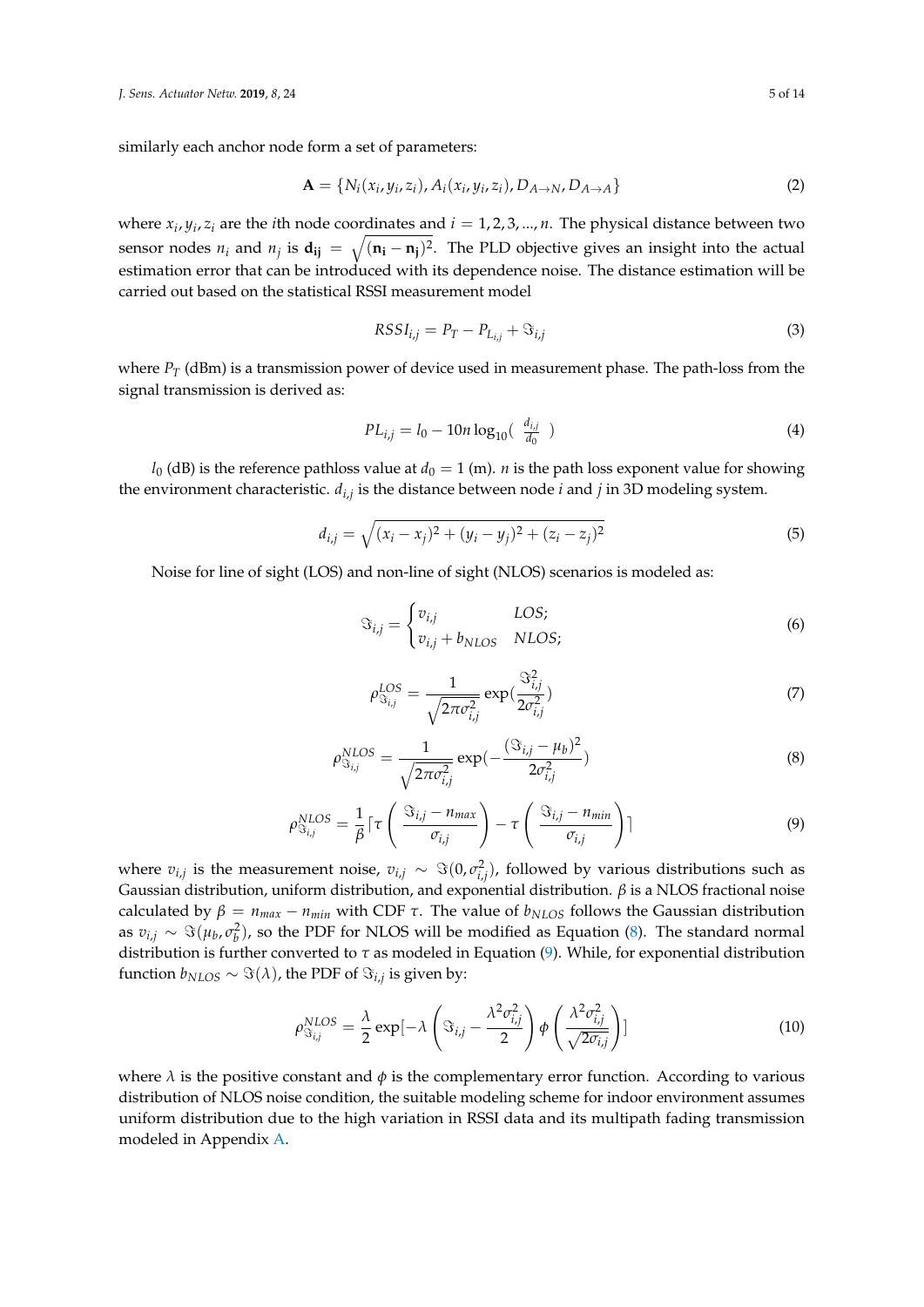similarly each anchor node form a set of parameters:

$$\mathbf{A} = \{N_i(x_i, y_i, z_i), A_i(x_i, y_i, z_i), D_{A \to N}, D_{A \to A}\} \tag{2}$$

where $x_i, y_i, z_i$ are the $i$th node coordinates and $i = 1, 2, 3, ..., n$. The physical distance between two sensor nodes $n_i$ and $n_j$ is $\mathbf{d_{ij}} = \sqrt{(\mathbf{n_i} - \mathbf{n_j})^2}$. The PLD objective gives an insight into the actual estimation error that can be introduced with its dependence noise. The distance estimation will be carried out based on the statistical RSSI measurement model

$$RSSI_{i,j} = P_T - P_{L_{i,j}} + \Im_{i,j} \tag{3}$$

where $P_T$ (dBm) is a transmission power of device used in measurement phase. The path-loss from the signal transmission is derived as:

$$PL_{i,j} = l_0 - 10n \log_{10}( \ \frac{d_{i,j}}{d_0} \ ) \tag{4}$$

$l_0$ (dB) is the reference pathloss value at $d_0 = 1$ (m). $n$ is the path loss exponent value for showing the environment characteristic. $d_{i,j}$ is the distance between node $i$ and $j$ in 3D modeling system.

$$d_{i,j} = \sqrt{(x_i - x_j)^2 + (y_i - y_j)^2 + (z_i - z_j)^2} \tag{5}$$

Noise for line of sight (LOS) and non-line of sight (NLOS) scenarios is modeled as:

$$\Im_{i,j} = \begin{cases} v_{i,j} & LOS; \\ v_{i,j} + b_{NLOS} & NLOS; \end{cases} \tag{6}$$

$$\rho^{LOS}_{\Im_{i,j}} = \frac{1}{\sqrt{2\pi\sigma^2_{i,j}}} \exp(\frac{\Im^2_{i,j}}{2\sigma^2_{i,j}}) \tag{7}$$

$$\rho^{NLOS}_{\Im_{i,j}} = \frac{1}{\sqrt{2\pi\sigma^2_{i,j}}} \exp(-\frac{(\Im_{i,j} - \mu_b)^2}{2\sigma^2_{i,j}}) \tag{8}$$

$$\rho^{NLOS}_{\Im_{i,j}} = \frac{1}{\beta} \lceil \tau \left( \frac{\Im_{i,j} - n_{max}}{\sigma_{i,j}} \right) - \tau \left( \frac{\Im_{i,j} - n_{min}}{\sigma_{i,j}} \right) \rceil \tag{9}$$

where $v_{i,j}$ is the measurement noise, $v_{i,j} \sim \Im(0, \sigma^2_{i,j})$, followed by various distributions such as Gaussian distribution, uniform distribution, and exponential distribution. $\beta$ is a NLOS fractional noise calculated by $\beta = n_{max} - n_{min}$ with CDF $\tau$. The value of $b_{NLOS}$ follows the Gaussian distribution as $v_{i,j} \sim \Im(\mu_b, \sigma^2_b)$, so the PDF for NLOS will be modified as Equation (8). The standard normal distribution is further converted to $\tau$ as modeled in Equation (9). While, for exponential distribution function $b_{NLOS} \sim \Im(\lambda)$, the PDF of $\Im_{i,j}$ is given by:

$$\rho^{NLOS}_{\Im_{i,j}} = \frac{\lambda}{2} \exp[-\lambda \left( \Im_{i,j} - \frac{\lambda^2\sigma^2_{i,j}}{2} \right) \phi \left( \frac{\lambda^2\sigma^2_{i,j}}{\sqrt{2\sigma_{i,j}}} \right)] \tag{10}$$

where $\lambda$ is the positive constant and $\phi$ is the complementary error function. According to various distribution of NLOS noise condition, the suitable modeling scheme for indoor environment assumes uniform distribution due to the high variation in RSSI data and its multipath fading transmission modeled in Appendix A.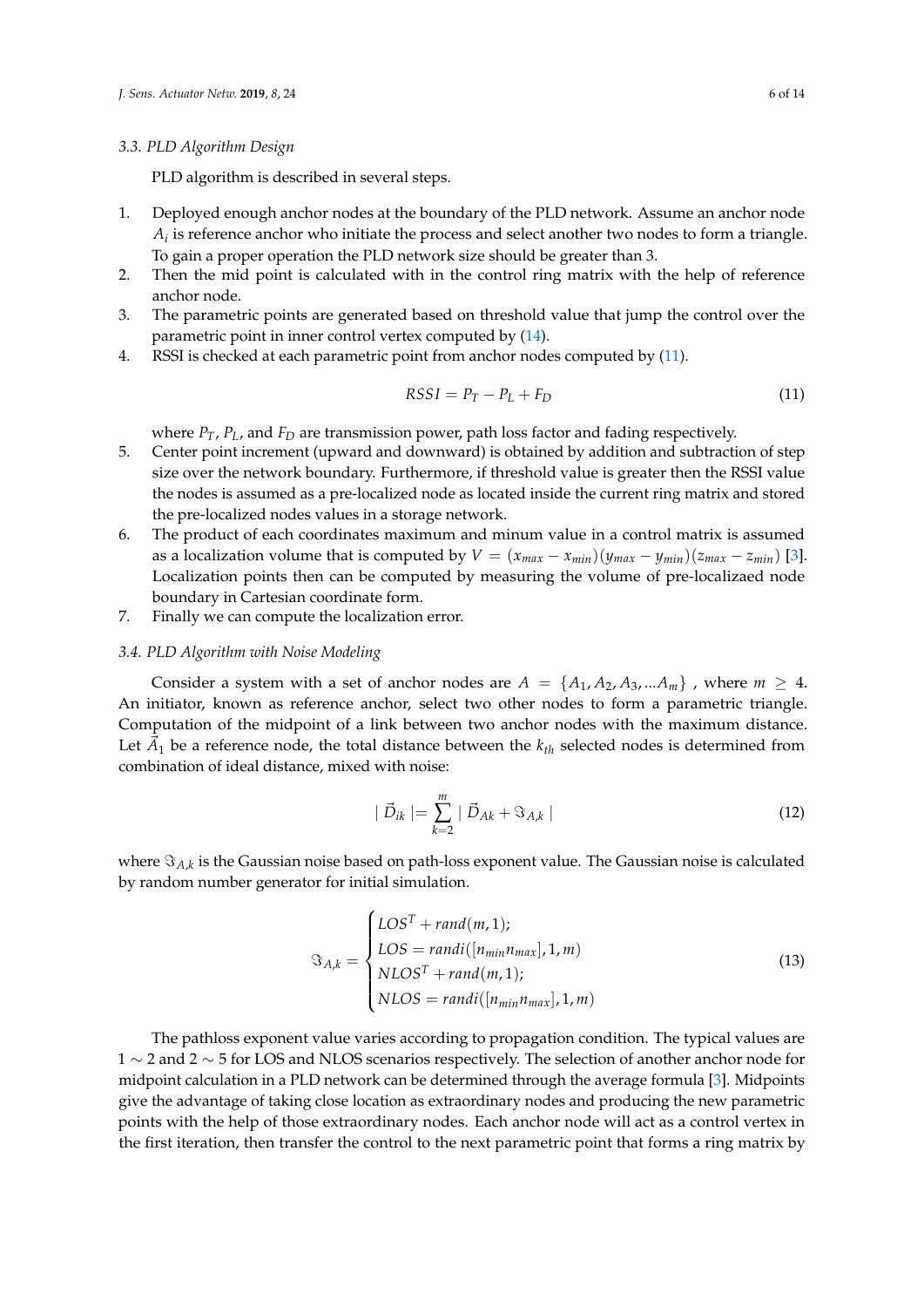### 3.3. PLD Algorithm Design

PLD algorithm is described in several steps.

1. Deployed enough anchor nodes at the boundary of the PLD network. Assume an anchor node $A_i$ is reference anchor who initiate the process and select another two nodes to form a triangle. To gain a proper operation the PLD network size should be greater than 3.
2. Then the mid point is calculated with in the control ring matrix with the help of reference anchor node.
3. The parametric points are generated based on threshold value that jump the control over the parametric point in inner control vertex computed by (14).
4. RSSI is checked at each parametric point from anchor nodes computed by (11).

$$RSSI = P_T - P_L + F_D \tag{11}$$

where $P_T$, $P_L$, and $F_D$ are transmission power, path loss factor and fading respectively.
5. Center point increment (upward and downward) is obtained by addition and subtraction of step size over the network boundary. Furthermore, if threshold value is greater then the RSSI value the nodes is assumed as a pre-localized node as located inside the current ring matrix and stored the pre-localized nodes values in a storage network.
6. The product of each coordinates maximum and minum value in a control matrix is assumed as a localization volume that is computed by $V = (x_{max} - x_{min})(y_{max} - y_{min})(z_{max} - z_{min})$ [3]. Localization points then can be computed by measuring the volume of pre-localizaed node boundary in Cartesian coordinate form.
7. Finally we can compute the localization error.

### 3.4. PLD Algorithm with Noise Modeling

Consider a system with a set of anchor nodes are $A = \{A_1, A_2, A_3, ...A_m\}$ , where $m \geq 4$. An initiator, known as reference anchor, select two other nodes to form a parametric triangle. Computation of the midpoint of a link between two anchor nodes with the maximum distance. Let $\vec{A}_1$ be a reference node, the total distance between the $k_{th}$ selected nodes is determined from combination of ideal distance, mixed with noise:

$$|\vec{D}_{ik}| = \sum_{k=2}^{m} |\vec{D}_{Ak} + \Im_{A,k}| \tag{12}$$

where $\Im_{A,k}$ is the Gaussian noise based on path-loss exponent value. The Gaussian noise is calculated by random number generator for initial simulation.

$$\Im_{A,k} = \begin{cases} LOS^T + rand(m,1); \\ LOS = randi([n_{min} n_{max}], 1, m) \\ NLOS^T + rand(m,1); \\ NLOS = randi([n_{min} n_{max}], 1, m) \end{cases} \tag{13}$$

The pathloss exponent value varies according to propagation condition. The typical values are $1 \sim 2$ and $2 \sim 5$ for LOS and NLOS scenarios respectively. The selection of another anchor node for midpoint calculation in a PLD network can be determined through the average formula [3]. Midpoints give the advantage of taking close location as extraordinary nodes and producing the new parametric points with the help of those extraordinary nodes. Each anchor node will act as a control vertex in the first iteration, then transfer the control to the next parametric point that forms a ring matrix by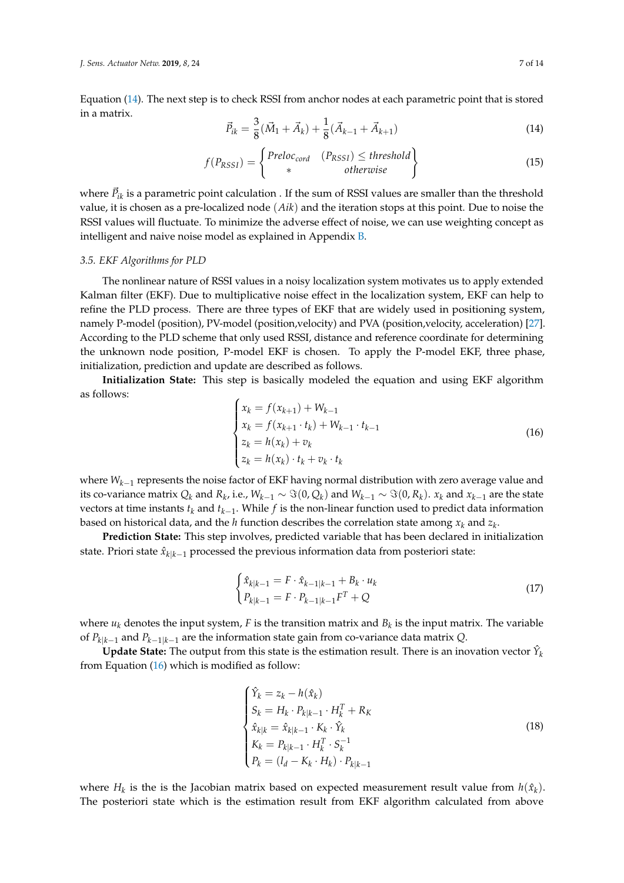Equation (14). The next step is to check RSSI from anchor nodes at each parametric point that is stored in a matrix.

$$\vec{P}_{ik} = \frac{3}{8}(\vec{M}_1 + \vec{A}_k) + \frac{1}{8}(\vec{A}_{k-1} + \vec{A}_{k+1}) \tag{14}$$

$$f(P_{RSSI}) = \left\{ \begin{array}{cc} Preloc_{cord} & (P_{RSSI}) \leq threshold \\ * & otherwise \end{array} \right\} \tag{15}$$

where $\vec{P}_{ik}$ is a parametric point calculation . If the sum of RSSI values are smaller than the threshold value, it is chosen as a pre-localized node $(Aik)$ and the iteration stops at this point. Due to noise the RSSI values will fluctuate. To minimize the adverse effect of noise, we can use weighting concept as intelligent and naive noise model as explained in Appendix B.

### 3.5. EKF Algorithms for PLD

The nonlinear nature of RSSI values in a noisy localization system motivates us to apply extended Kalman filter (EKF). Due to multiplicative noise effect in the localization system, EKF can help to refine the PLD process. There are three types of EKF that are widely used in positioning system, namely P-model (position), PV-model (position,velocity) and PVA (position,velocity, acceleration) [27]. According to the PLD scheme that only used RSSI, distance and reference coordinate for determining the unknown node position, P-model EKF is chosen. To apply the P-model EKF, three phase, initialization, prediction and update are described as follows.

**Initialization State:** This step is basically modeled the equation and using EKF algorithm as follows:

$$\begin{cases} x_k = f(x_{k+1}) + W_{k-1} \\ x_k = f(x_{k+1} \cdot t_k) + W_{k-1} \cdot t_{k-1} \\ z_k = h(x_k) + v_k \\ z_k = h(x_k) \cdot t_k + v_k \cdot t_k \end{cases} \tag{16}$$

where $W_{k-1}$ represents the noise factor of EKF having normal distribution with zero average value and its co-variance matrix $Q_k$ and $R_k$, i.e., $W_{k-1} \sim \Im(0, Q_k)$ and $W_{k-1} \sim \Im(0, R_k)$. $x_k$ and $x_{k-1}$ are the state vectors at time instants $t_k$ and $t_{k-1}$. While $f$ is the non-linear function used to predict data information based on historical data, and the $h$ function describes the correlation state among $x_k$ and $z_k$.

**Prediction State:** This step involves, predicted variable that has been declared in initialization state. Priori state $\hat{x}_{k|k-1}$ processed the previous information data from posteriori state:

$$\begin{cases} \hat{x}_{k|k-1} = F \cdot \hat{x}_{k-1|k-1} + B_k \cdot u_k \\ P_{k|k-1} = F \cdot P_{k-1|k-1} F^T + Q \end{cases} \tag{17}$$

where $u_k$ denotes the input system, $F$ is the transition matrix and $B_k$ is the input matrix. The variable of $P_{k|k-1}$ and $P_{k-1|k-1}$ are the information state gain from co-variance data matrix $Q$.

**Update State:** The output from this state is the estimation result. There is an inovation vector $\hat{Y}_k$ from Equation (16) which is modified as follow:

$$\begin{cases} \hat{Y}_k = z_k - h(\hat{x}_k) \\ S_k = H_k \cdot P_{k|k-1} \cdot H_k^T + R_K \\ \hat{x}_{k|k} = \hat{x}_{k|k-1} \cdot K_k \cdot \hat{Y}_k \\ K_k = P_{k|k-1} \cdot H_k^T \cdot S_k^{-1} \\ P_k = (l_d - K_k \cdot H_k) \cdot P_{k|k-1} \end{cases} \tag{18}$$

where $H_k$ is the is the Jacobian matrix based on expected measurement result value from $h(\hat{x}_k)$. The posteriori state which is the estimation result from EKF algorithm calculated from above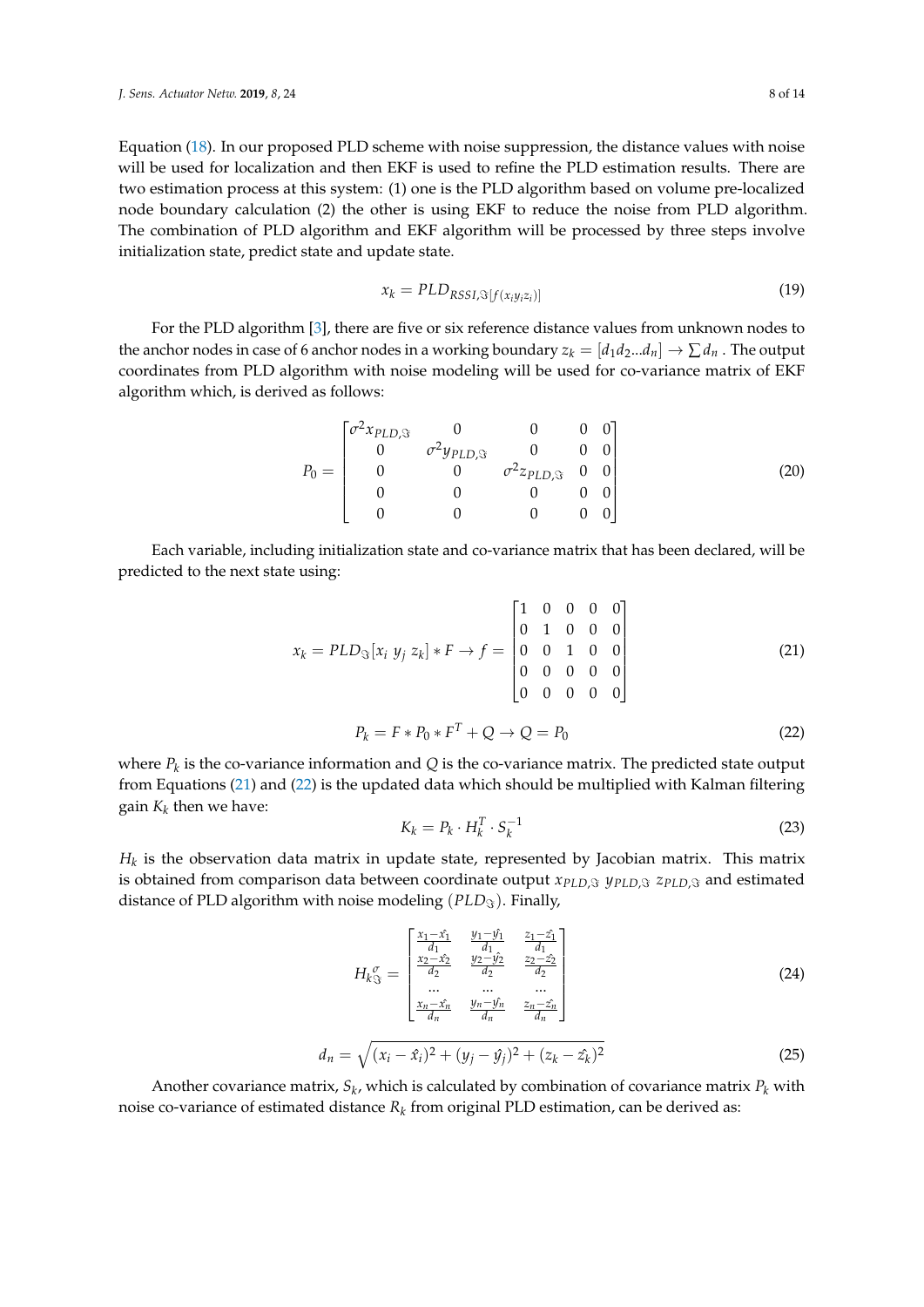Equation (18). In our proposed PLD scheme with noise suppression, the distance values with noise will be used for localization and then EKF is used to refine the PLD estimation results. There are two estimation process at this system: (1) one is the PLD algorithm based on volume pre-localized node boundary calculation (2) the other is using EKF to reduce the noise from PLD algorithm. The combination of PLD algorithm and EKF algorithm will be processed by three steps involve initialization state, predict state and update state.

$$x_k = PLD_{RSSI,\Im[f(x_i y_i z_i)]} \tag{19}$$

For the PLD algorithm [3], there are five or six reference distance values from unknown nodes to the anchor nodes in case of 6 anchor nodes in a working boundary $z_k = [d_1 d_2 ... d_n] \rightarrow \sum d_n$ . The output coordinates from PLD algorithm with noise modeling will be used for co-variance matrix of EKF algorithm which, is derived as follows:

$$P_0 = \begin{bmatrix} \sigma^2 x_{PLD,\Im} & 0 & 0 & 0 & 0 \\ 0 & \sigma^2 y_{PLD,\Im} & 0 & 0 & 0 \\ 0 & 0 & \sigma^2 z_{PLD,\Im} & 0 & 0 \\ 0 & 0 & 0 & 0 & 0 \\ 0 & 0 & 0 & 0 & 0 \end{bmatrix} \tag{20}$$

Each variable, including initialization state and co-variance matrix that has been declared, will be predicted to the next state using:

$$x_k = PLD_{\Im}[x_i \; y_j \; z_k] * F \rightarrow f = \begin{bmatrix} 1 & 0 & 0 & 0 & 0 \\ 0 & 1 & 0 & 0 & 0 \\ 0 & 0 & 1 & 0 & 0 \\ 0 & 0 & 0 & 0 & 0 \\ 0 & 0 & 0 & 0 & 0 \end{bmatrix} \tag{21}$$

$$P_k = F * P_0 * F^T + Q \rightarrow Q = P_0 \tag{22}$$

where $P_k$ is the co-variance information and $Q$ is the co-variance matrix. The predicted state output from Equations (21) and (22) is the updated data which should be multiplied with Kalman filtering gain $K_k$ then we have:

$$K_k = P_k \cdot H_k^T \cdot S_k^{-1} \tag{23}$$

$H_k$ is the observation data matrix in update state, represented by Jacobian matrix. This matrix is obtained from comparison data between coordinate output $x_{PLD,\Im}$ $y_{PLD,\Im}$ $z_{PLD,\Im}$ and estimated distance of PLD algorithm with noise modeling ($PLD_{\Im}$). Finally,

$$H_{k\Im}^{\sigma} = \begin{bmatrix} \frac{x_1 - \hat{x_1}}{d_1} & \frac{y_1 - \hat{y_1}}{d_1} & \frac{z_1 - \hat{z_1}}{d_1} \\ \frac{x_2 - \hat{x_2}}{d_2} & \frac{y_2 - \hat{y_2}}{d_2} & \frac{z_2 - \hat{z_2}}{d_2} \\ \cdots & \cdots & \cdots \\ \frac{x_n - \hat{x_n}}{d_n} & \frac{y_n - \hat{y_n}}{d_n} & \frac{z_n - \hat{z_n}}{d_n} \end{bmatrix} \tag{24}$$

$$d_n = \sqrt{(x_i - \hat{x_i})^2 + (y_j - \hat{y_j})^2 + (z_k - \hat{z_k})^2} \tag{25}$$

Another covariance matrix, $S_k$, which is calculated by combination of covariance matrix $P_k$ with noise co-variance of estimated distance $R_k$ from original PLD estimation, can be derived as: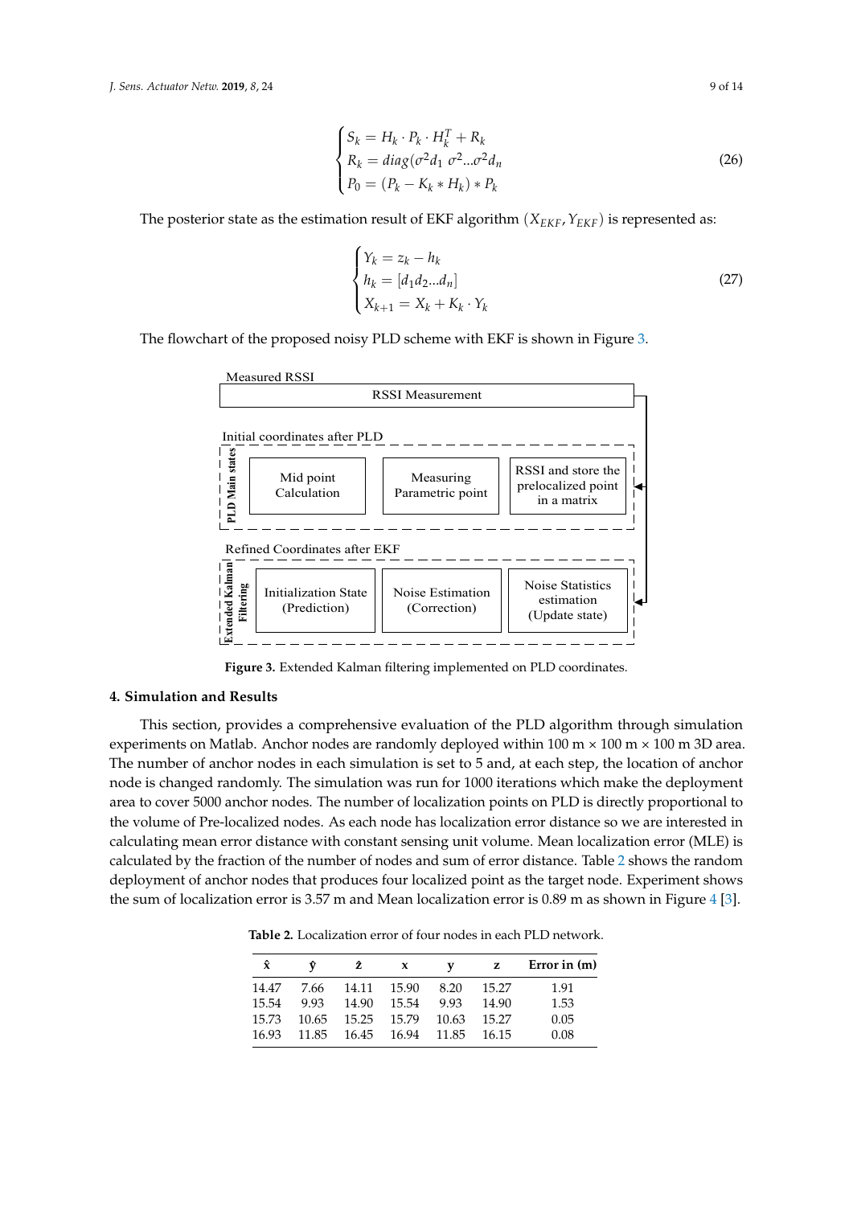$$
\begin{cases} S_k = H_k \cdot P_k \cdot H_k^T + R_k \\ R_k = diag(\sigma^2 d_1 \ \sigma^2 ... \sigma^2 d_n \\ P_0 = (P_k - K_k * H_k) * P_k \end{cases} \tag{26}
$$

The posterior state as the estimation result of EKF algorithm $(X_{EKF}, Y_{EKF})$ is represented as:

$$
\begin{cases} Y_k = z_k - h_k \\ h_k = [d_1 d_2 ... d_n] \\ X_{k+1} = X_k + K_k \cdot Y_k \end{cases} \tag{27}
$$

The flowchart of the proposed noisy PLD scheme with EKF is shown in Figure 3.

Measured RSSI

RSSI Measurement

Initial coordinates after PLD

PLD Main states: Mid point Calculation | Measuring Parametric point | RSSI and store the prelocalized point in a matrix

Refined Coordinates after EKF

Extended Kalman Filtering: Initialization State (Prediction) | Noise Estimation (Correction) | Noise Statistics estimation (Update state)

**Figure 3.** Extended Kalman filtering implemented on PLD coordinates.

## 4. Simulation and Results

This section, provides a comprehensive evaluation of the PLD algorithm through simulation experiments on Matlab. Anchor nodes are randomly deployed within 100 m × 100 m × 100 m 3D area. The number of anchor nodes in each simulation is set to 5 and, at each step, the location of anchor node is changed randomly. The simulation was run for 1000 iterations which make the deployment area to cover 5000 anchor nodes. The number of localization points on PLD is directly proportional to the volume of Pre-localized nodes. As each node has localization error distance so we are interested in calculating mean error distance with constant sensing unit volume. Mean localization error (MLE) is calculated by the fraction of the number of nodes and sum of error distance. Table 2 shows the random deployment of anchor nodes that produces four localized point as the target node. Experiment shows the sum of localization error is 3.57 m and Mean localization error is 0.89 m as shown in Figure 4 [3].

**Table 2.** Localization error of four nodes in each PLD network.

| $\hat{x}$ | $\hat{y}$ | $\hat{z}$ | x | y | z | Error in (m) |
|---|---|---|---|---|---|---|
| 14.47 | 7.66 | 14.11 | 15.90 | 8.20 | 15.27 | 1.91 |
| 15.54 | 9.93 | 14.90 | 15.54 | 9.93 | 14.90 | 1.53 |
| 15.73 | 10.65 | 15.25 | 15.79 | 10.63 | 15.27 | 0.05 |
| 16.93 | 11.85 | 16.45 | 16.94 | 11.85 | 16.15 | 0.08 |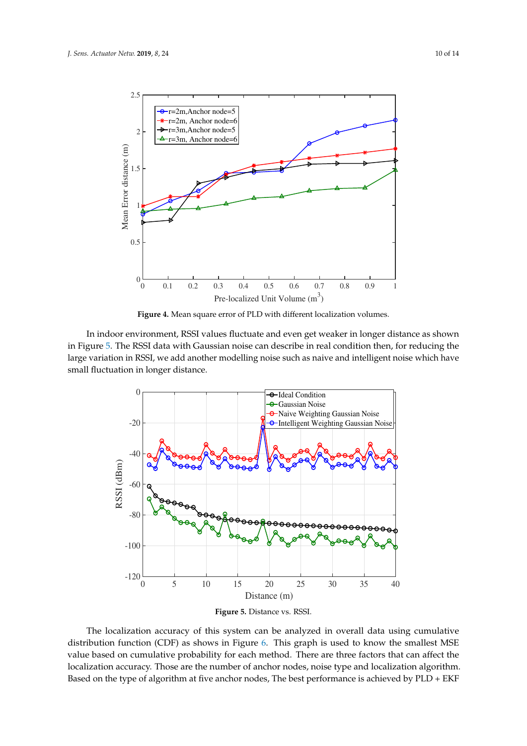Figure 4. Mean square error of PLD with different localization volumes.

In indoor environment, RSSI values fluctuate and even get weaker in longer distance as shown in Figure 5. The RSSI data with Gaussian noise can describe in real condition then, for reducing the large variation in RSSI, we add another modelling noise such as naive and intelligent noise which have small fluctuation in longer distance.

Figure 5. Distance vs. RSSI.

The localization accuracy of this system can be analyzed in overall data using cumulative distribution function (CDF) as shows in Figure 6. This graph is used to know the smallest MSE value based on cumulative probability for each method. There are three factors that can affect the localization accuracy. Those are the number of anchor nodes, noise type and localization algorithm. Based on the type of algorithm at five anchor nodes, The best performance is achieved by PLD + EKF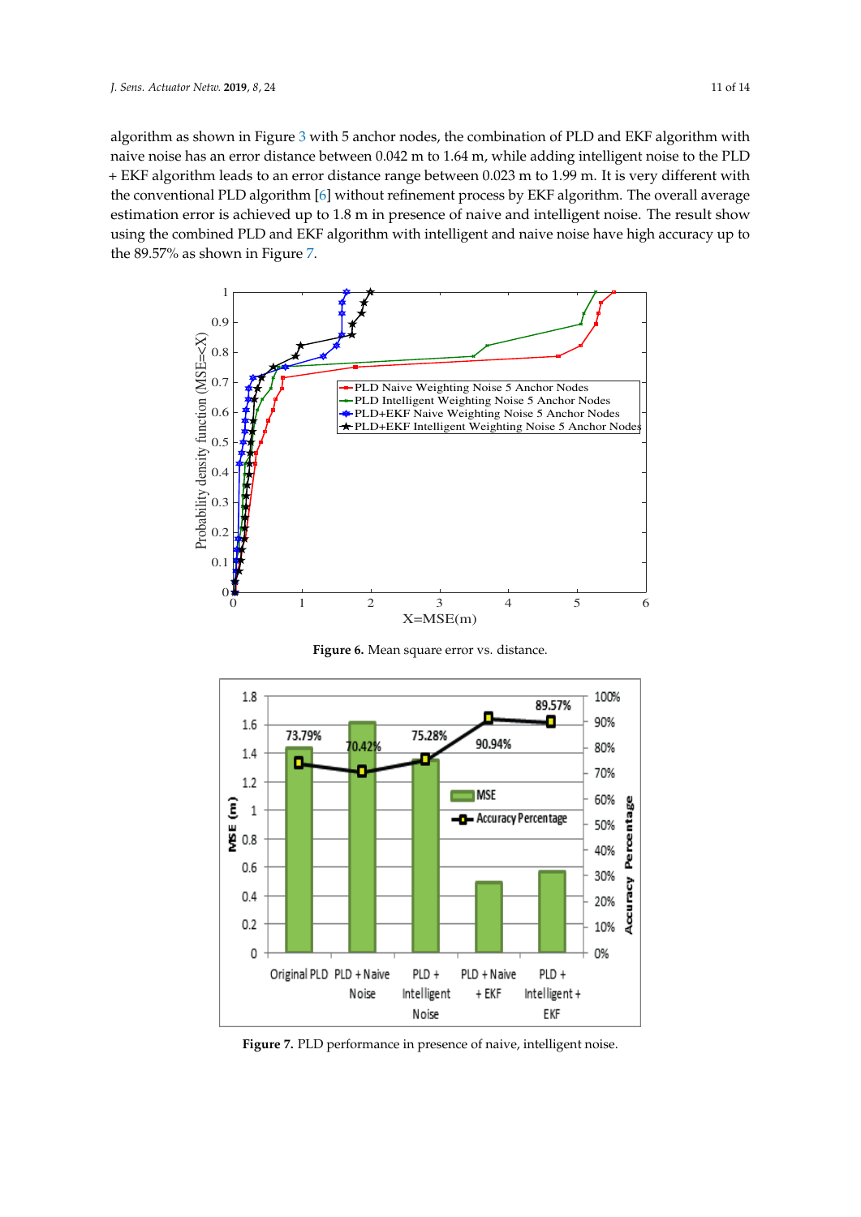algorithm as shown in Figure 3 with 5 anchor nodes, the combination of PLD and EKF algorithm with naive noise has an error distance between 0.042 m to 1.64 m, while adding intelligent noise to the PLD + EKF algorithm leads to an error distance range between 0.023 m to 1.99 m. It is very different with the conventional PLD algorithm [6] without refinement process by EKF algorithm. The overall average estimation error is achieved up to 1.8 m in presence of naive and intelligent noise. The result show using the combined PLD and EKF algorithm with intelligent and naive noise have high accuracy up to the 89.57% as shown in Figure 7.

**Figure 6.** Mean square error vs. distance.

**Figure 7.** PLD performance in presence of naive, intelligent noise.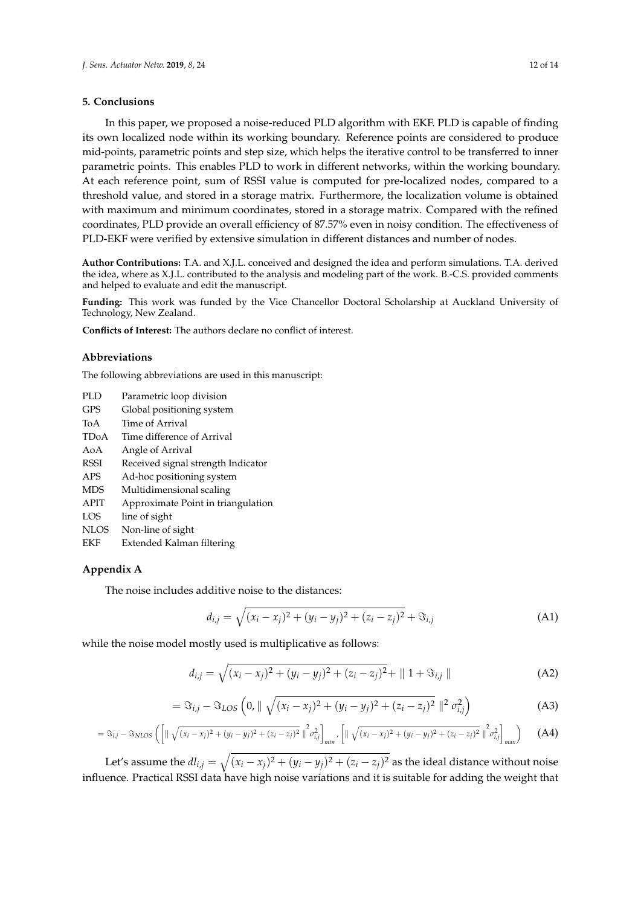### 5. Conclusions

In this paper, we proposed a noise-reduced PLD algorithm with EKF. PLD is capable of finding its own localized node within its working boundary. Reference points are considered to produce mid-points, parametric points and step size, which helps the iterative control to be transferred to inner parametric points. This enables PLD to work in different networks, within the working boundary. At each reference point, sum of RSSI value is computed for pre-localized nodes, compared to a threshold value, and stored in a storage matrix. Furthermore, the localization volume is obtained with maximum and minimum coordinates, stored in a storage matrix. Compared with the refined coordinates, PLD provide an overall efficiency of 87.57% even in noisy condition. The effectiveness of PLD-EKF were verified by extensive simulation in different distances and number of nodes.

**Author Contributions:** T.A. and X.J.L. conceived and designed the idea and perform simulations. T.A. derived the idea, where as X.J.L. contributed to the analysis and modeling part of the work. B.-C.S. provided comments and helped to evaluate and edit the manuscript.

**Funding:** This work was funded by the Vice Chancellor Doctoral Scholarship at Auckland University of Technology, New Zealand.

**Conflicts of Interest:** The authors declare no conflict of interest.

### Abbreviations

The following abbreviations are used in this manuscript:

| | |
|---|---|
| PLD | Parametric loop division |
| GPS | Global positioning system |
| ToA | Time of Arrival |
| TDoA | Time difference of Arrival |
| AoA | Angle of Arrival |
| RSSI | Received signal strength Indicator |
| APS | Ad-hoc positioning system |
| MDS | Multidimensional scaling |
| APIT | Approximate Point in triangulation |
| LOS | line of sight |
| NLOS | Non-line of sight |
| EKF | Extended Kalman filtering |

### Appendix A

The noise includes additive noise to the distances:

$$d_{i,j} = \sqrt{(x_i - x_j)^2 + (y_i - y_j)^2 + (z_i - z_j)^2} + \Im_{i,j} \tag{A1}$$

while the noise model mostly used is multiplicative as follows:

$$d_{i,j} = \sqrt{(x_i - x_j)^2 + (y_i - y_j)^2 + (z_i - z_j)^2} + \parallel 1 + \Im_{i,j} \parallel \tag{A2}$$

$$= \Im_{i,j} - \Im_{LOS}\left(0, \parallel \sqrt{(x_i - x_j)^2 + (y_i - y_j)^2 + (z_i - z_j)^2} \parallel^2 \sigma_{i,j}^2\right) \tag{A3}$$

$$= \Im_{i,j} - \Im_{NLOS}\left(\left[\parallel \sqrt{(x_i - x_j)^2 + (y_i - y_j)^2 + (z_i - z_j)^2} \parallel^2 \sigma_{i,j}^2\right]_{min}, \left[\parallel \sqrt{(x_i - x_j)^2 + (y_i - y_j)^2 + (z_i - z_j)^2} \parallel^2 \sigma_{i,j}^2\right]_{max}\right) \tag{A4}$$

Let's assume the $dl_{i,j} = \sqrt{(x_i - x_j)^2 + (y_i - y_j)^2 + (z_i - z_j)^2}$ as the ideal distance without noise influence. Practical RSSI data have high noise variations and it is suitable for adding the weight that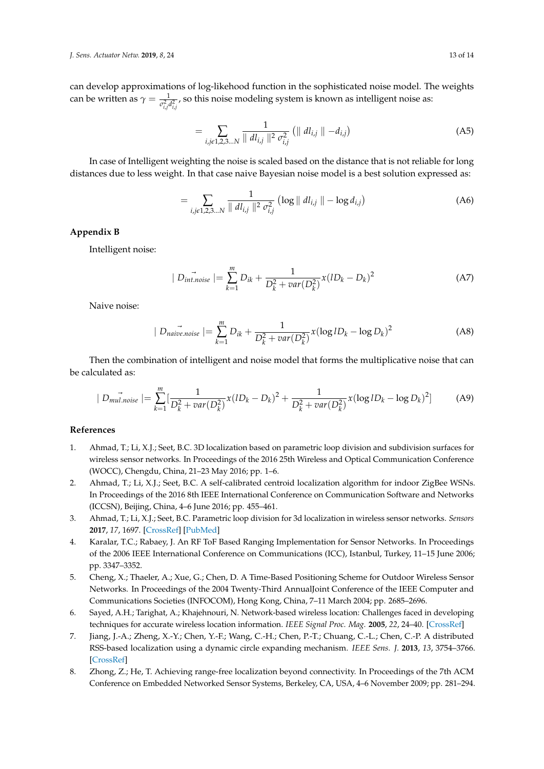can develop approximations of log-likehood function in the sophisticated noise model. The weights can be written as $\gamma = \frac{1}{\sigma_{i,j}^2 d_{i,j}^2}$, so this noise modeling system is known as intelligent noise as:

$$= \sum_{i,j\epsilon 1,2,3...N} \frac{1}{\| dl_{i,j} \|^2 \sigma_{i,j}^2} \left( \| dl_{i,j} \| - d_{i,j} \right) \tag{A5}$$

In case of Intelligent weighting the noise is scaled based on the distance that is not reliable for long distances due to less weight. In that case naive Bayesian noise model is a best solution expressed as:

$$= \sum_{i,j\epsilon 1,2,3...N} \frac{1}{\| dl_{i,j} \|^2 \sigma_{i,j}^2} \left( \log \| dl_{i,j} \| - \log d_{i,j} \right) \tag{A6}$$

## Appendix B

Intelligent noise:

$$| \vec{D_{int.noise}} | = \sum_{k=1}^{m} D_{ik} + \frac{1}{D_k^2 + var(D_k^2)} x (lD_k - D_k)^2 \tag{A7}$$

Naive noise:

$$| \vec{D_{naive.noise}} | = \sum_{k=1}^{m} D_{ik} + \frac{1}{D_k^2 + var(D_k^2)} x (\log lD_k - \log D_k)^2 \tag{A8}$$

Then the combination of intelligent and noise model that forms the multiplicative noise that can be calculated as:

$$| \vec{D_{mul.noise}} | = \sum_{k=1}^{m} \left[ \frac{1}{D_k^2 + var(D_k^2)} x (lD_k - D_k)^2 + \frac{1}{D_k^2 + var(D_k^2)} x (\log lD_k - \log D_k)^2 \right] \tag{A9}$$

## References

1. Ahmad, T.; Li, X.J.; Seet, B.C. 3D localization based on parametric loop division and subdivision surfaces for wireless sensor networks. In Proceedings of the 2016 25th Wireless and Optical Communication Conference (WOCC), Chengdu, China, 21–23 May 2016; pp. 1–6.
2. Ahmad, T.; Li, X.J.; Seet, B.C. A self-calibrated centroid localization algorithm for indoor ZigBee WSNs. In Proceedings of the 2016 8th IEEE International Conference on Communication Software and Networks (ICCSN), Beijing, China, 4–6 June 2016; pp. 455–461.
3. Ahmad, T.; Li, X.J.; Seet, B.C. Parametric loop division for 3d localization in wireless sensor networks. *Sensors* **2017**, *17*, 1697. [CrossRef] [PubMed]
4. Karalar, T.C.; Rabaey, J. An RF ToF Based Ranging Implementation for Sensor Networks. In Proceedings of the 2006 IEEE International Conference on Communications (ICC), Istanbul, Turkey, 11–15 June 2006; pp. 3347–3352.
5. Cheng, X.; Thaeler, A.; Xue, G.; Chen, D. A Time-Based Positioning Scheme for Outdoor Wireless Sensor Networks. In Proceedings of the 2004 Twenty-Third AnnualJoint Conference of the IEEE Computer and Communications Societies (INFOCOM), Hong Kong, China, 7–11 March 2004; pp. 2685–2696.
6. Sayed, A.H.; Tarighat, A.; Khajehnouri, N. Network-based wireless location: Challenges faced in developing techniques for accurate wireless location information. *IEEE Signal Proc. Mag.* **2005**, *22*, 24–40. [CrossRef]
7. Jiang, J.-A.; Zheng, X.-Y.; Chen, Y.-F.; Wang, C.-H.; Chen, P.-T.; Chuang, C.-L.; Chen, C.-P. A distributed RSS-based localization using a dynamic circle expanding mechanism. *IEEE Sens. J.* **2013**, *13*, 3754–3766. [CrossRef]
8. Zhong, Z.; He, T. Achieving range-free localization beyond connectivity. In Proceedings of the 7th ACM Conference on Embedded Networked Sensor Systems, Berkeley, CA, USA, 4–6 November 2009; pp. 281–294.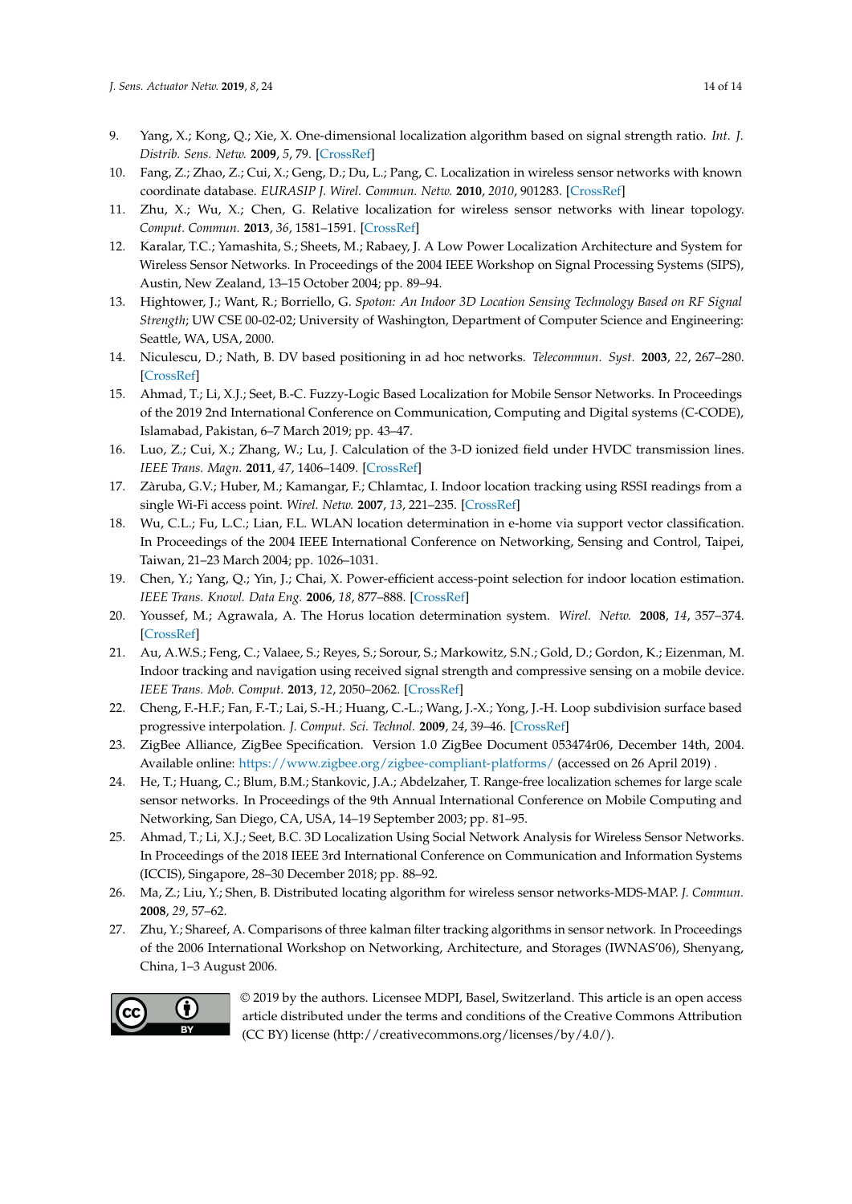9. Yang, X.; Kong, Q.; Xie, X. One-dimensional localization algorithm based on signal strength ratio. *Int. J. Distrib. Sens. Netw.* **2009**, *5*, 79. [CrossRef]
10. Fang, Z.; Zhao, Z.; Cui, X.; Geng, D.; Du, L.; Pang, C. Localization in wireless sensor networks with known coordinate database. *EURASIP J. Wirel. Commun. Netw.* **2010**, *2010*, 901283. [CrossRef]
11. Zhu, X.; Wu, X.; Chen, G. Relative localization for wireless sensor networks with linear topology. *Comput. Commun.* **2013**, *36*, 1581–1591. [CrossRef]
12. Karalar, T.C.; Yamashita, S.; Sheets, M.; Rabaey, J. A Low Power Localization Architecture and System for Wireless Sensor Networks. In Proceedings of the 2004 IEEE Workshop on Signal Processing Systems (SIPS), Austin, New Zealand, 13–15 October 2004; pp. 89–94.
13. Hightower, J.; Want, R.; Borriello, G. *Spoton: An Indoor 3D Location Sensing Technology Based on RF Signal Strength*; UW CSE 00-02-02; University of Washington, Department of Computer Science and Engineering: Seattle, WA, USA, 2000.
14. Niculescu, D.; Nath, B. DV based positioning in ad hoc networks. *Telecommun. Syst.* **2003**, *22*, 267–280. [CrossRef]
15. Ahmad, T.; Li, X.J.; Seet, B.-C. Fuzzy-Logic Based Localization for Mobile Sensor Networks. In Proceedings of the 2019 2nd International Conference on Communication, Computing and Digital systems (C-CODE), Islamabad, Pakistan, 6–7 March 2019; pp. 43–47.
16. Luo, Z.; Cui, X.; Zhang, W.; Lu, J. Calculation of the 3-D ionized field under HVDC transmission lines. *IEEE Trans. Magn.* **2011**, *47*, 1406–1409. [CrossRef]
17. Zàruba, G.V.; Huber, M.; Kamangar, F.; Chlamtac, I. Indoor location tracking using RSSI readings from a single Wi-Fi access point. *Wirel. Netw.* **2007**, *13*, 221–235. [CrossRef]
18. Wu, C.L.; Fu, L.C.; Lian, F.L. WLAN location determination in e-home via support vector classification. In Proceedings of the 2004 IEEE International Conference on Networking, Sensing and Control, Taipei, Taiwan, 21–23 March 2004; pp. 1026–1031.
19. Chen, Y.; Yang, Q.; Yin, J.; Chai, X. Power-efficient access-point selection for indoor location estimation. *IEEE Trans. Knowl. Data Eng.* **2006**, *18*, 877–888. [CrossRef]
20. Youssef, M.; Agrawala, A. The Horus location determination system. *Wirel. Netw.* **2008**, *14*, 357–374. [CrossRef]
21. Au, A.W.S.; Feng, C.; Valaee, S.; Reyes, S.; Sorour, S.; Markowitz, S.N.; Gold, D.; Gordon, K.; Eizenman, M. Indoor tracking and navigation using received signal strength and compressive sensing on a mobile device. *IEEE Trans. Mob. Comput.* **2013**, *12*, 2050–2062. [CrossRef]
22. Cheng, F.-H.F.; Fan, F.-T.; Lai, S.-H.; Huang, C.-L.; Wang, J.-X.; Yong, J.-H. Loop subdivision surface based progressive interpolation. *J. Comput. Sci. Technol.* **2009**, *24*, 39–46. [CrossRef]
23. ZigBee Alliance, ZigBee Specification. Version 1.0 ZigBee Document 053474r06, December 14th, 2004. Available online: https://www.zigbee.org/zigbee-compliant-platforms/ (accessed on 26 April 2019) .
24. He, T.; Huang, C.; Blum, B.M.; Stankovic, J.A.; Abdelzaher, T. Range-free localization schemes for large scale sensor networks. In Proceedings of the 9th Annual International Conference on Mobile Computing and Networking, San Diego, CA, USA, 14–19 September 2003; pp. 81–95.
25. Ahmad, T.; Li, X.J.; Seet, B.C. 3D Localization Using Social Network Analysis for Wireless Sensor Networks. In Proceedings of the 2018 IEEE 3rd International Conference on Communication and Information Systems (ICCIS), Singapore, 28–30 December 2018; pp. 88–92.
26. Ma, Z.; Liu, Y.; Shen, B. Distributed locating algorithm for wireless sensor networks-MDS-MAP. *J. Commun.* **2008**, *29*, 57–62.
27. Zhu, Y.; Shareef, A. Comparisons of three kalman filter tracking algorithms in sensor network. In Proceedings of the 2006 International Workshop on Networking, Architecture, and Storages (IWNAS'06), Shenyang, China, 1–3 August 2006.

© 2019 by the authors. Licensee MDPI, Basel, Switzerland. This article is an open access article distributed under the terms and conditions of the Creative Commons Attribution (CC BY) license (http://creativecommons.org/licenses/by/4.0/).